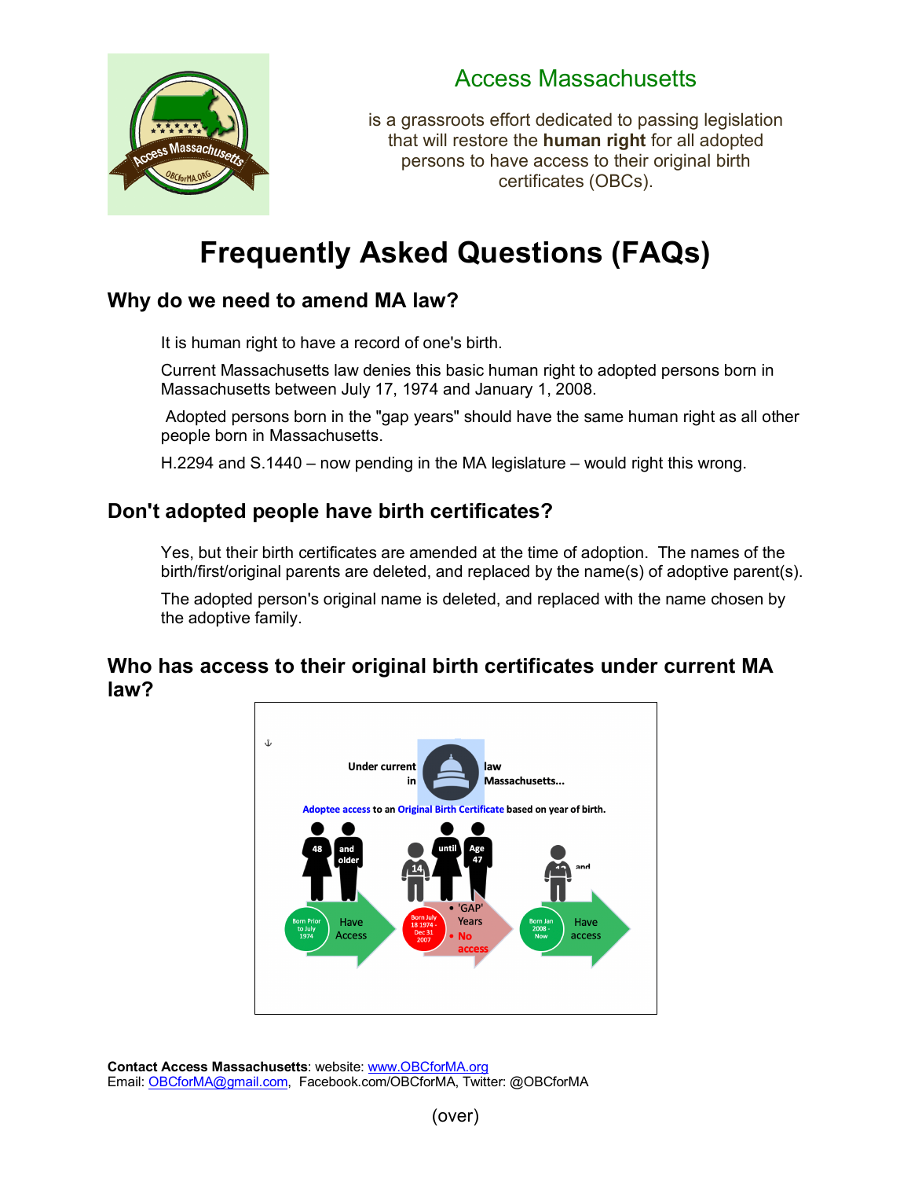# Access Massachusetts

is a grassroots effort dedicated to passing legislation that will restore the **human right** for all adopted persons to have access to their original birth certificates (OBCs).

# Frequently Asked Questions (FAQs)

## Why do we need to amend MA law?

It is human right to have a record of one's birth.

Current Massachusetts law denies this basic human right to adopted persons born in Massachusetts between July 17, 1974 and January 1, 2008.

Adopted persons born in the "gap years" should have the same human right as all other people born in Massachusetts.

H.2294 and S.1440 – now pending in the MA legislature – would right this wrong.

## Don't adopted people have birth certificates?

Yes, but their birth certificates are amended at the time of adoption. The names of the birth/first/original parents are deleted, and replaced by the name(s) of adoptive parent(s).

The adopted person's original name is deleted, and replaced with the name chosen by the adoptive family.

## Who has access to their original birth certificates under current MA law?

Under current law in Massachusetts...

Adoptee access to an Original Birth Certificate based on year of birth.

- 48 and older — Born Prior to July 1974 — Have Access
- 14 until Age 47 — Born July 18 1974 - Dec 31 2007 — 'GAP' Years — No access
- 13 and — Born Jan 2008 - Now — Have access

**Contact Access Massachusetts**: website: www.OBCforMA.org
Email: OBCforMA@gmail.com, Facebook.com/OBCforMA, Twitter: @OBCforMA

(over)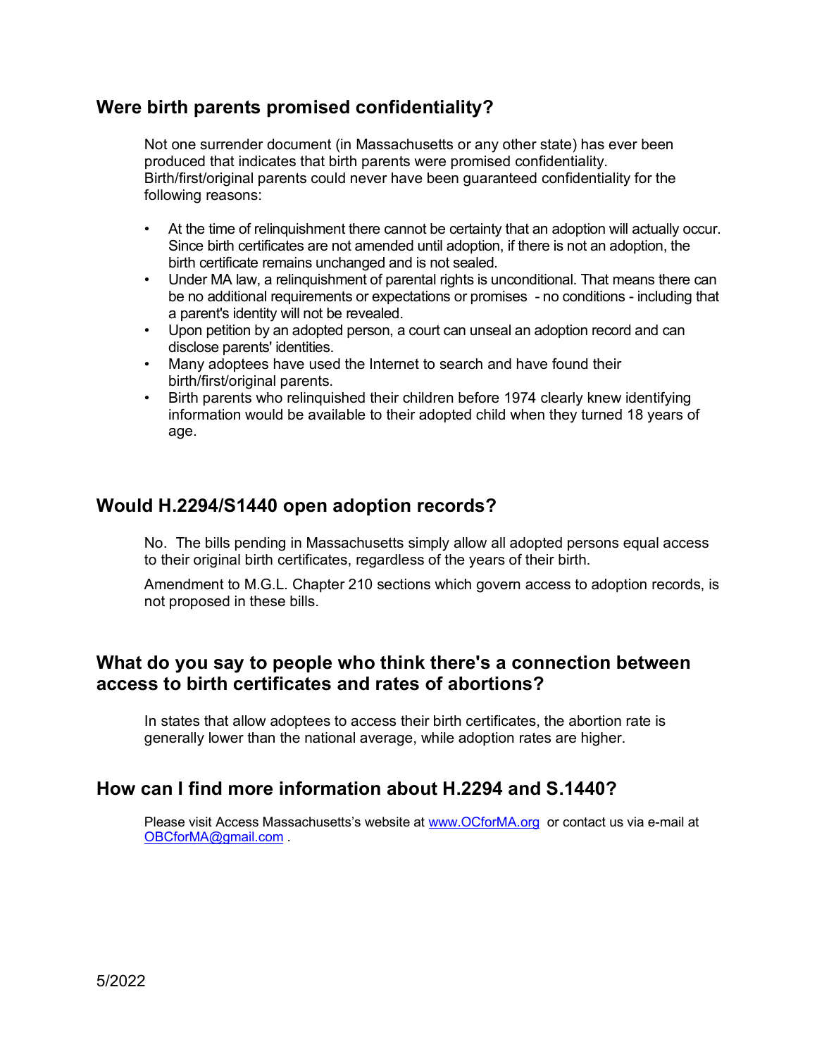## Were birth parents promised confidentiality?

Not one surrender document (in Massachusetts or any other state) has ever been produced that indicates that birth parents were promised confidentiality. Birth/first/original parents could never have been guaranteed confidentiality for the following reasons:

- At the time of relinquishment there cannot be certainty that an adoption will actually occur. Since birth certificates are not amended until adoption, if there is not an adoption, the birth certificate remains unchanged and is not sealed.
- Under MA law, a relinquishment of parental rights is unconditional. That means there can be no additional requirements or expectations or promises - no conditions - including that a parent's identity will not be revealed.
- Upon petition by an adopted person, a court can unseal an adoption record and can disclose parents' identities.
- Many adoptees have used the Internet to search and have found their birth/first/original parents.
- Birth parents who relinquished their children before 1974 clearly knew identifying information would be available to their adopted child when they turned 18 years of age.

## Would H.2294/S1440 open adoption records?

No. The bills pending in Massachusetts simply allow all adopted persons equal access to their original birth certificates, regardless of the years of their birth.

Amendment to M.G.L. Chapter 210 sections which govern access to adoption records, is not proposed in these bills.

## What do you say to people who think there's a connection between access to birth certificates and rates of abortions?

In states that allow adoptees to access their birth certificates, the abortion rate is generally lower than the national average, while adoption rates are higher.

## How can I find more information about H.2294 and S.1440?

Please visit Access Massachusetts's website at www.OCforMA.org or contact us via e-mail at OBCforMA@gmail.com .

5/2022